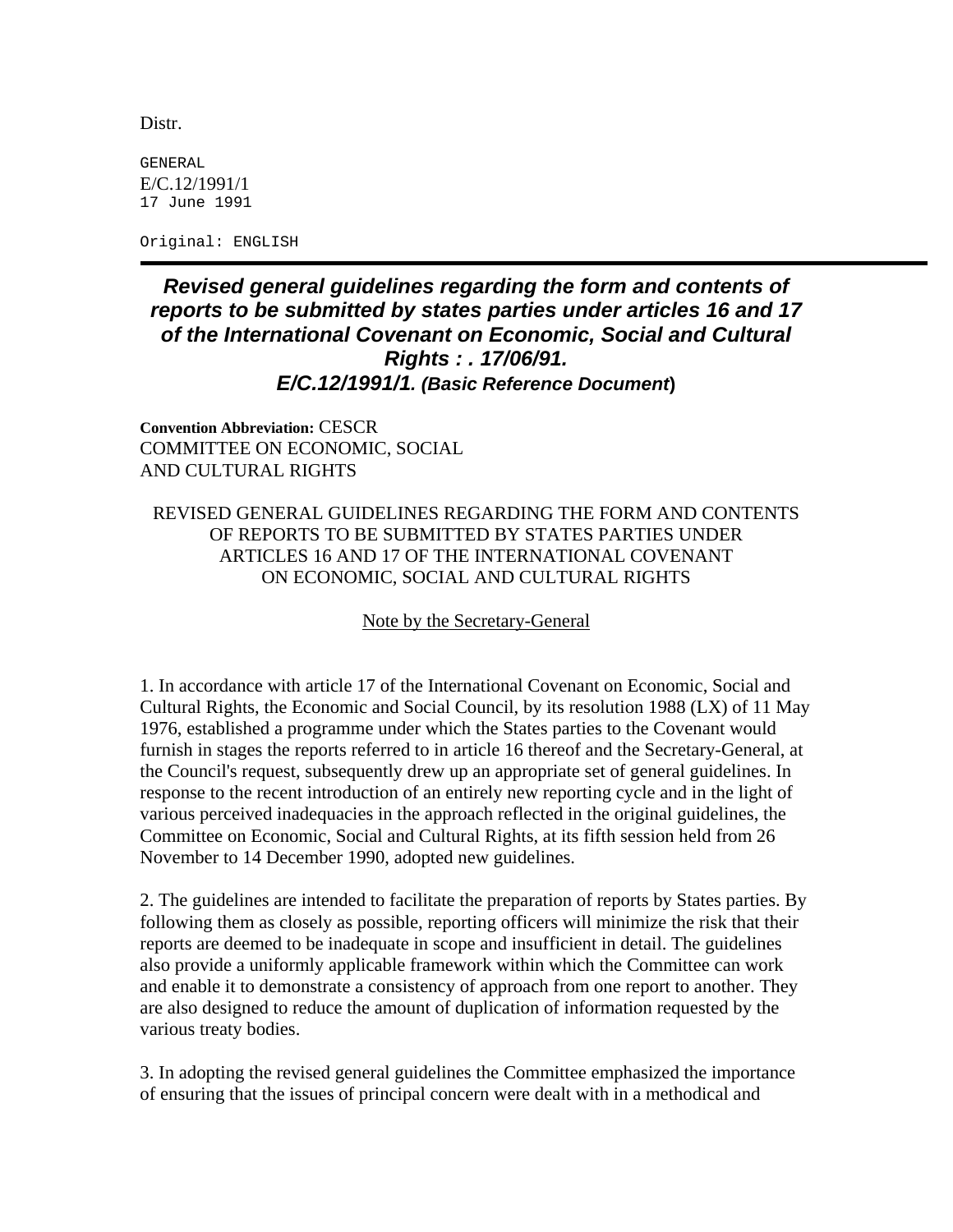Distr.

GENERAL
E/C.12/1991/1
17 June 1991

Original: ENGLISH

---

# *Revised general guidelines regarding the form and contents of reports to be submitted by states parties under articles 16 and 17 of the International Covenant on Economic, Social and Cultural Rights : . 17/06/91. E/C.12/1991/1. (Basic Reference Document)*

**Convention Abbreviation:** CESCR
COMMITTEE ON ECONOMIC, SOCIAL
AND CULTURAL RIGHTS

REVISED GENERAL GUIDELINES REGARDING THE FORM AND CONTENTS OF REPORTS TO BE SUBMITTED BY STATES PARTIES UNDER ARTICLES 16 AND 17 OF THE INTERNATIONAL COVENANT ON ECONOMIC, SOCIAL AND CULTURAL RIGHTS

Note by the Secretary-General

1. In accordance with article 17 of the International Covenant on Economic, Social and Cultural Rights, the Economic and Social Council, by its resolution 1988 (LX) of 11 May 1976, established a programme under which the States parties to the Covenant would furnish in stages the reports referred to in article 16 thereof and the Secretary-General, at the Council's request, subsequently drew up an appropriate set of general guidelines. In response to the recent introduction of an entirely new reporting cycle and in the light of various perceived inadequacies in the approach reflected in the original guidelines, the Committee on Economic, Social and Cultural Rights, at its fifth session held from 26 November to 14 December 1990, adopted new guidelines.

2. The guidelines are intended to facilitate the preparation of reports by States parties. By following them as closely as possible, reporting officers will minimize the risk that their reports are deemed to be inadequate in scope and insufficient in detail. The guidelines also provide a uniformly applicable framework within which the Committee can work and enable it to demonstrate a consistency of approach from one report to another. They are also designed to reduce the amount of duplication of information requested by the various treaty bodies.

3. In adopting the revised general guidelines the Committee emphasized the importance of ensuring that the issues of principal concern were dealt with in a methodical and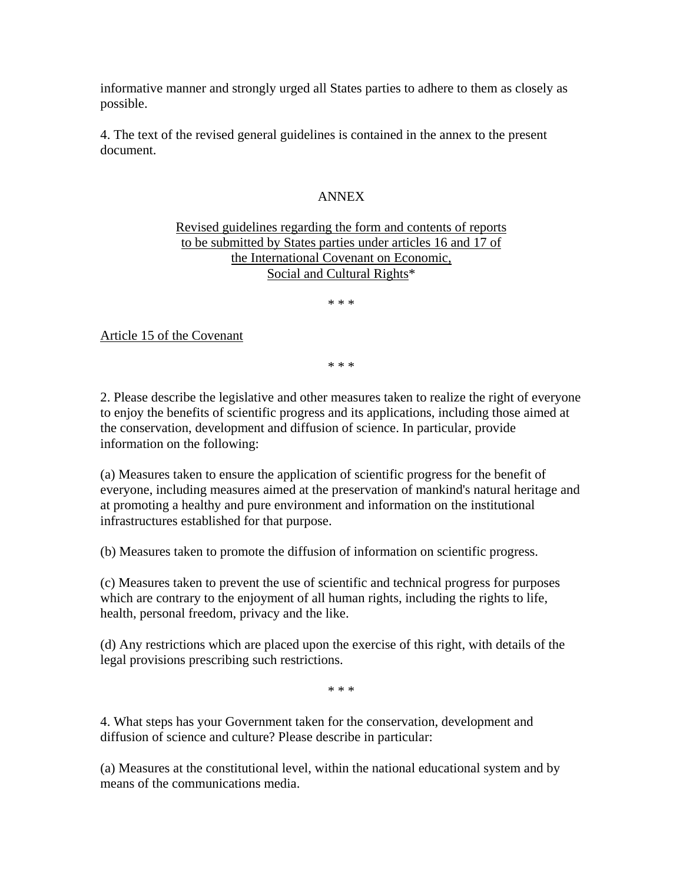informative manner and strongly urged all States parties to adhere to them as closely as possible.

4. The text of the revised general guidelines is contained in the annex to the present document.

ANNEX

Revised guidelines regarding the form and contents of reports to be submitted by States parties under articles 16 and 17 of the International Covenant on Economic, Social and Cultural Rights*

* * *

Article 15 of the Covenant

* * *

2. Please describe the legislative and other measures taken to realize the right of everyone to enjoy the benefits of scientific progress and its applications, including those aimed at the conservation, development and diffusion of science. In particular, provide information on the following:

(a) Measures taken to ensure the application of scientific progress for the benefit of everyone, including measures aimed at the preservation of mankind's natural heritage and at promoting a healthy and pure environment and information on the institutional infrastructures established for that purpose.

(b) Measures taken to promote the diffusion of information on scientific progress.

(c) Measures taken to prevent the use of scientific and technical progress for purposes which are contrary to the enjoyment of all human rights, including the rights to life, health, personal freedom, privacy and the like.

(d) Any restrictions which are placed upon the exercise of this right, with details of the legal provisions prescribing such restrictions.

* * *

4. What steps has your Government taken for the conservation, development and diffusion of science and culture? Please describe in particular:

(a) Measures at the constitutional level, within the national educational system and by means of the communications media.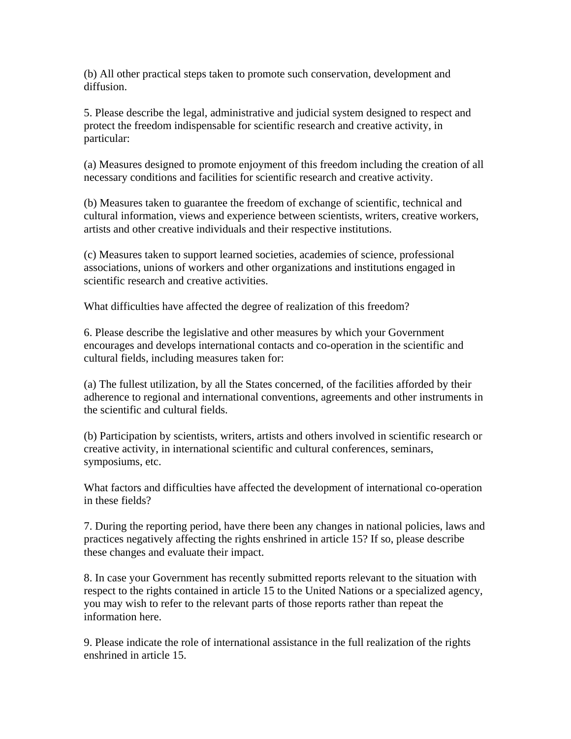(b) All other practical steps taken to promote such conservation, development and diffusion.

5. Please describe the legal, administrative and judicial system designed to respect and protect the freedom indispensable for scientific research and creative activity, in particular:

(a) Measures designed to promote enjoyment of this freedom including the creation of all necessary conditions and facilities for scientific research and creative activity.

(b) Measures taken to guarantee the freedom of exchange of scientific, technical and cultural information, views and experience between scientists, writers, creative workers, artists and other creative individuals and their respective institutions.

(c) Measures taken to support learned societies, academies of science, professional associations, unions of workers and other organizations and institutions engaged in scientific research and creative activities.

What difficulties have affected the degree of realization of this freedom?

6. Please describe the legislative and other measures by which your Government encourages and develops international contacts and co-operation in the scientific and cultural fields, including measures taken for:

(a) The fullest utilization, by all the States concerned, of the facilities afforded by their adherence to regional and international conventions, agreements and other instruments in the scientific and cultural fields.

(b) Participation by scientists, writers, artists and others involved in scientific research or creative activity, in international scientific and cultural conferences, seminars, symposiums, etc.

What factors and difficulties have affected the development of international co-operation in these fields?

7. During the reporting period, have there been any changes in national policies, laws and practices negatively affecting the rights enshrined in article 15? If so, please describe these changes and evaluate their impact.

8. In case your Government has recently submitted reports relevant to the situation with respect to the rights contained in article 15 to the United Nations or a specialized agency, you may wish to refer to the relevant parts of those reports rather than repeat the information here.

9. Please indicate the role of international assistance in the full realization of the rights enshrined in article 15.